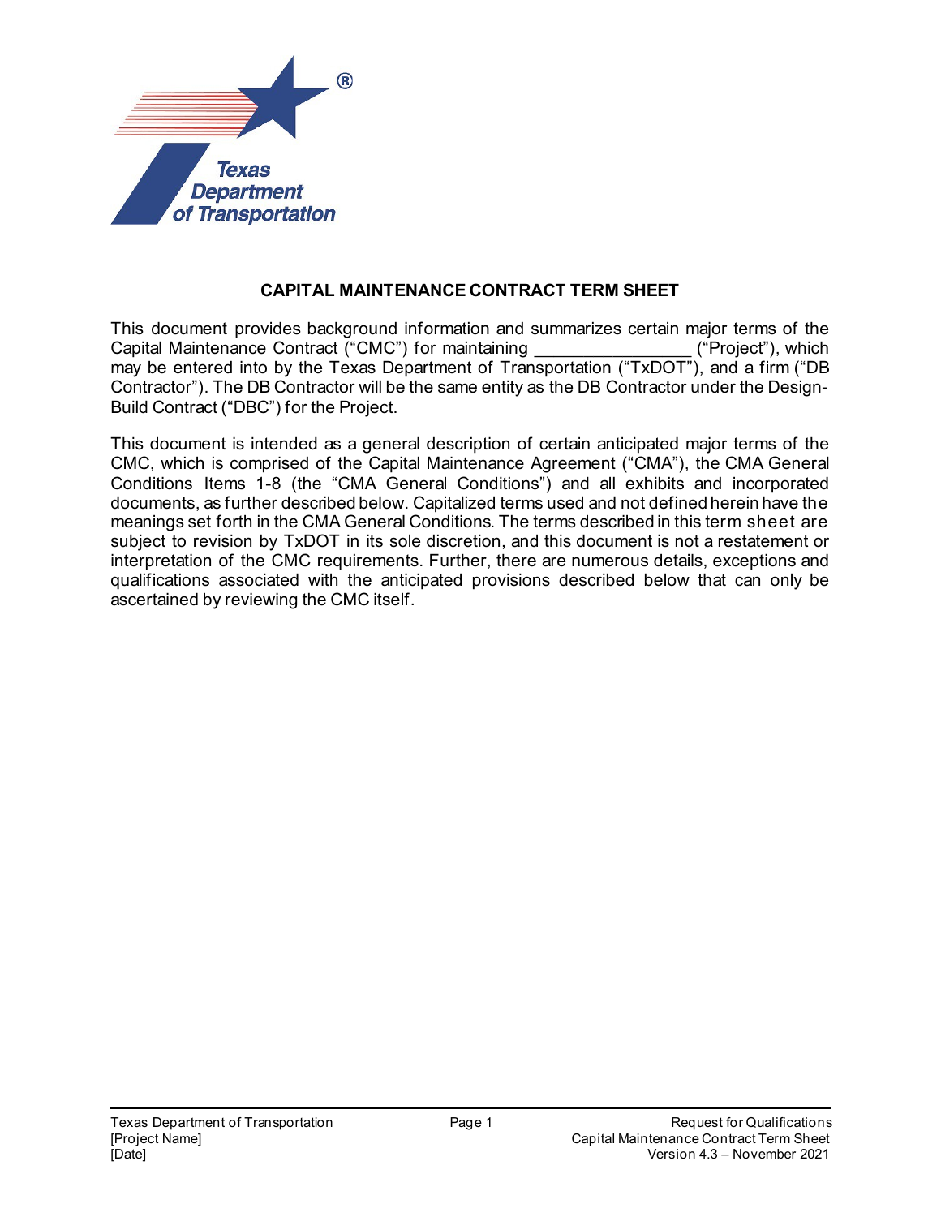**CAPITAL MAINTENANCE CONTRACT TERM SHEET**

This document provides background information and summarizes certain major terms of the Capital Maintenance Contract ("CMC") for maintaining ________________ ("Project"), which may be entered into by the Texas Department of Transportation ("TxDOT"), and a firm ("DB Contractor"). The DB Contractor will be the same entity as the DB Contractor under the Design-Build Contract ("DBC") for the Project.

This document is intended as a general description of certain anticipated major terms of the CMC, which is comprised of the Capital Maintenance Agreement ("CMA"), the CMA General Conditions Items 1-8 (the "CMA General Conditions") and all exhibits and incorporated documents, as further described below. Capitalized terms used and not defined herein have the meanings set forth in the CMA General Conditions. The terms described in this term sheet are subject to revision by TxDOT in its sole discretion, and this document is not a restatement or interpretation of the CMC requirements. Further, there are numerous details, exceptions and qualifications associated with the anticipated provisions described below that can only be ascertained by reviewing the CMC itself.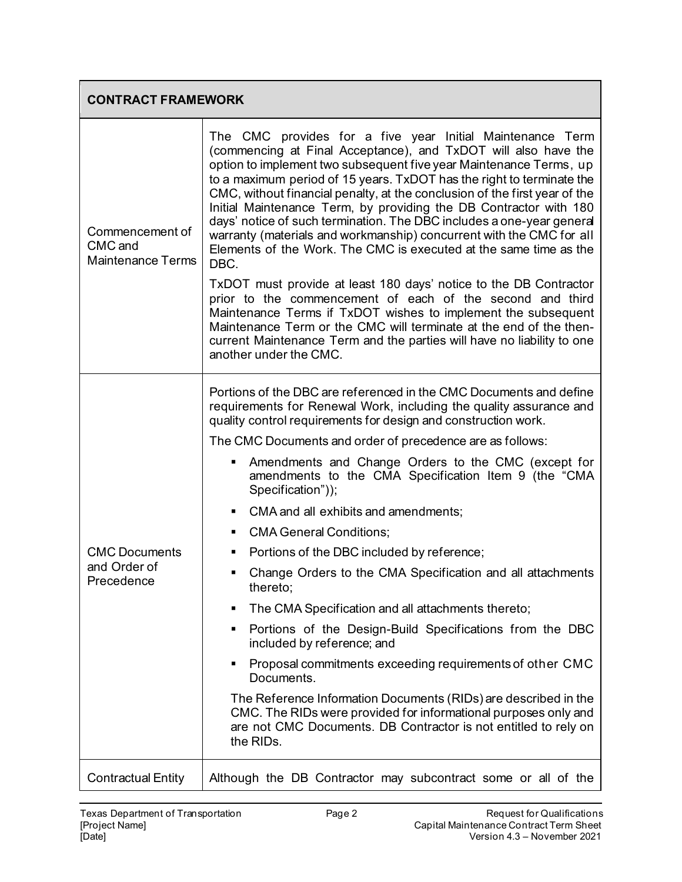| CONTRACT FRAMEWORK | |
|---|---|
| Commencement of CMC and Maintenance Terms | The CMC provides for a five year Initial Maintenance Term (commencing at Final Acceptance), and TxDOT will also have the option to implement two subsequent five year Maintenance Terms, up to a maximum period of 15 years. TxDOT has the right to terminate the CMC, without financial penalty, at the conclusion of the first year of the Initial Maintenance Term, by providing the DB Contractor with 180 days' notice of such termination. The DBC includes a one-year general warranty (materials and workmanship) concurrent with the CMC for all Elements of the Work. The CMC is executed at the same time as the DBC.<br><br>TxDOT must provide at least 180 days' notice to the DB Contractor prior to the commencement of each of the second and third Maintenance Terms if TxDOT wishes to implement the subsequent Maintenance Term or the CMC will terminate at the end of the then-current Maintenance Term and the parties will have no liability to one another under the CMC. |
| CMC Documents and Order of Precedence | Portions of the DBC are referenced in the CMC Documents and define requirements for Renewal Work, including the quality assurance and quality control requirements for design and construction work.<br><br>The CMC Documents and order of precedence are as follows:<br>▪ Amendments and Change Orders to the CMC (except for amendments to the CMA Specification Item 9 (the "CMA Specification"));<br>▪ CMA and all exhibits and amendments;<br>▪ CMA General Conditions;<br>▪ Portions of the DBC included by reference;<br>▪ Change Orders to the CMA Specification and all attachments thereto;<br>▪ The CMA Specification and all attachments thereto;<br>▪ Portions of the Design-Build Specifications from the DBC included by reference; and<br>▪ Proposal commitments exceeding requirements of other CMC Documents.<br><br>The Reference Information Documents (RIDs) are described in the CMC. The RIDs were provided for informational purposes only and are not CMC Documents. DB Contractor is not entitled to rely on the RIDs. |
| Contractual Entity | Although the DB Contractor may subcontract some or all of the |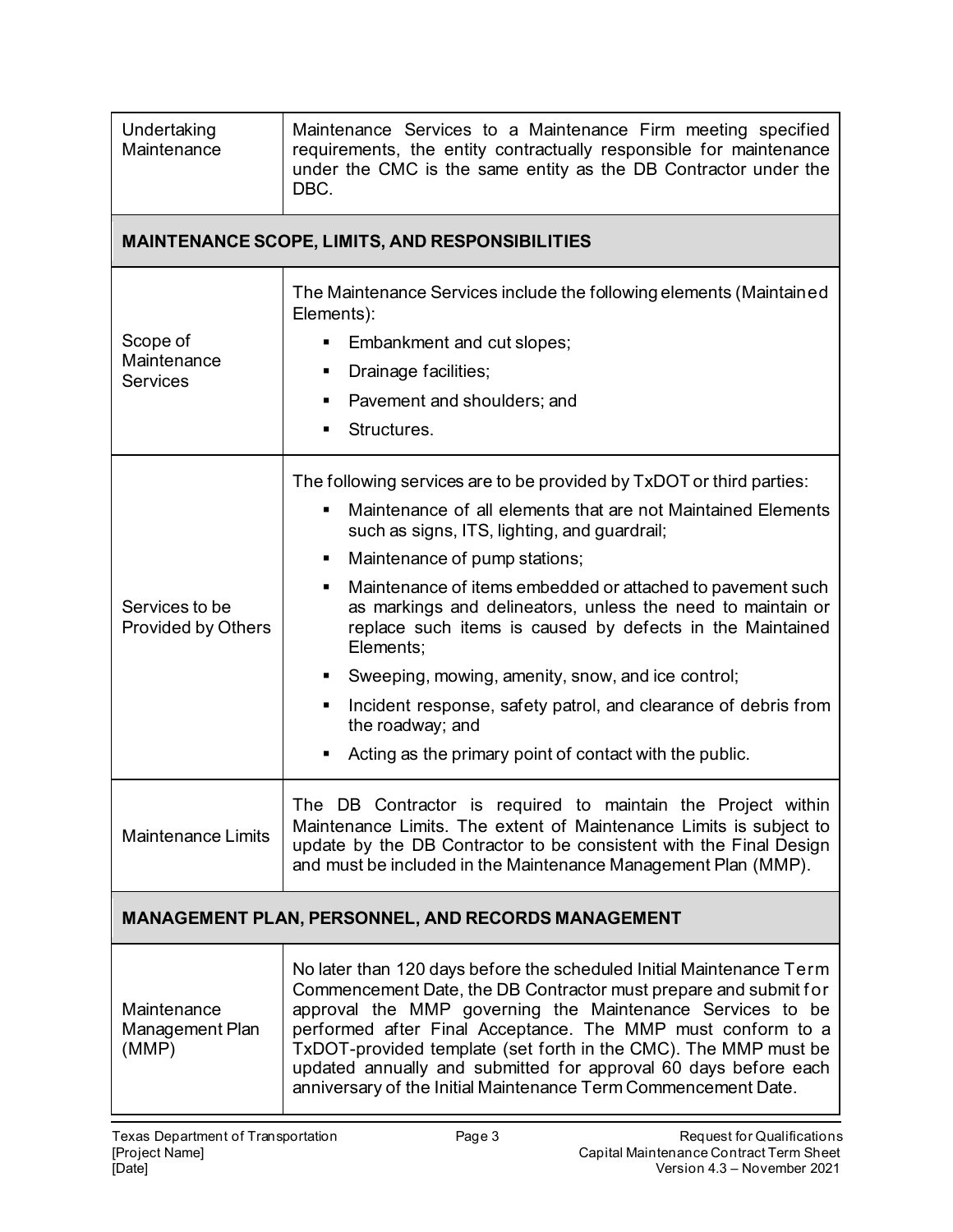| | |
|---|---|
| Undertaking Maintenance | Maintenance Services to a Maintenance Firm meeting specified requirements, the entity contractually responsible for maintenance under the CMC is the same entity as the DB Contractor under the DBC. |
| **MAINTENANCE SCOPE, LIMITS, AND RESPONSIBILITIES** | |
| Scope of Maintenance Services | The Maintenance Services include the following elements (Maintained Elements):<br>▪ Embankment and cut slopes;<br>▪ Drainage facilities;<br>▪ Pavement and shoulders; and<br>▪ Structures. |
| Services to be Provided by Others | The following services are to be provided by TxDOT or third parties:<br>▪ Maintenance of all elements that are not Maintained Elements such as signs, ITS, lighting, and guardrail;<br>▪ Maintenance of pump stations;<br>▪ Maintenance of items embedded or attached to pavement such as markings and delineators, unless the need to maintain or replace such items is caused by defects in the Maintained Elements;<br>▪ Sweeping, mowing, amenity, snow, and ice control;<br>▪ Incident response, safety patrol, and clearance of debris from the roadway; and<br>▪ Acting as the primary point of contact with the public. |
| Maintenance Limits | The DB Contractor is required to maintain the Project within Maintenance Limits. The extent of Maintenance Limits is subject to update by the DB Contractor to be consistent with the Final Design and must be included in the Maintenance Management Plan (MMP). |
| **MANAGEMENT PLAN, PERSONNEL, AND RECORDS MANAGEMENT** | |
| Maintenance Management Plan (MMP) | No later than 120 days before the scheduled Initial Maintenance Term Commencement Date, the DB Contractor must prepare and submit for approval the MMP governing the Maintenance Services to be performed after Final Acceptance. The MMP must conform to a TxDOT-provided template (set forth in the CMC). The MMP must be updated annually and submitted for approval 60 days before each anniversary of the Initial Maintenance Term Commencement Date. |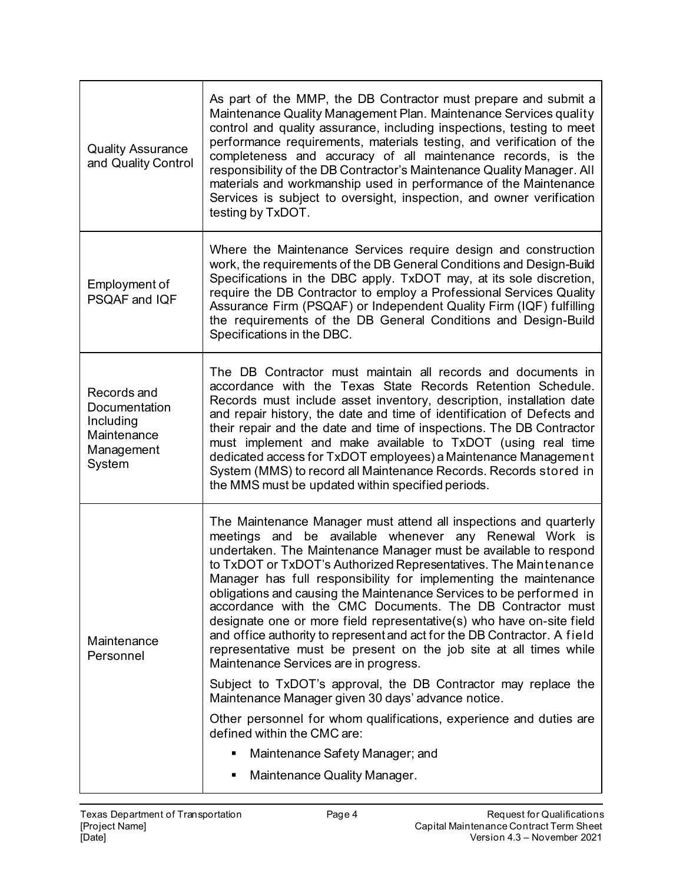| | |
|---|---|
| Quality Assurance and Quality Control | As part of the MMP, the DB Contractor must prepare and submit a Maintenance Quality Management Plan. Maintenance Services quality control and quality assurance, including inspections, testing to meet performance requirements, materials testing, and verification of the completeness and accuracy of all maintenance records, is the responsibility of the DB Contractor's Maintenance Quality Manager. All materials and workmanship used in performance of the Maintenance Services is subject to oversight, inspection, and owner verification testing by TxDOT. |
| Employment of PSQAF and IQF | Where the Maintenance Services require design and construction work, the requirements of the DB General Conditions and Design-Build Specifications in the DBC apply. TxDOT may, at its sole discretion, require the DB Contractor to employ a Professional Services Quality Assurance Firm (PSQAF) or Independent Quality Firm (IQF) fulfilling the requirements of the DB General Conditions and Design-Build Specifications in the DBC. |
| Records and Documentation Including Maintenance Management System | The DB Contractor must maintain all records and documents in accordance with the Texas State Records Retention Schedule. Records must include asset inventory, description, installation date and repair history, the date and time of identification of Defects and their repair and the date and time of inspections. The DB Contractor must implement and make available to TxDOT (using real time dedicated access for TxDOT employees) a Maintenance Management System (MMS) to record all Maintenance Records. Records stored in the MMS must be updated within specified periods. |
| Maintenance Personnel | The Maintenance Manager must attend all inspections and quarterly meetings and be available whenever any Renewal Work is undertaken. The Maintenance Manager must be available to respond to TxDOT or TxDOT's Authorized Representatives. The Maintenance Manager has full responsibility for implementing the maintenance obligations and causing the Maintenance Services to be performed in accordance with the CMC Documents. The DB Contractor must designate one or more field representative(s) who have on-site field and office authority to represent and act for the DB Contractor. A field representative must be present on the job site at all times while Maintenance Services are in progress.<br><br>Subject to TxDOT's approval, the DB Contractor may replace the Maintenance Manager given 30 days' advance notice.<br><br>Other personnel for whom qualifications, experience and duties are defined within the CMC are:<br><br>▪ Maintenance Safety Manager; and<br>▪ Maintenance Quality Manager. |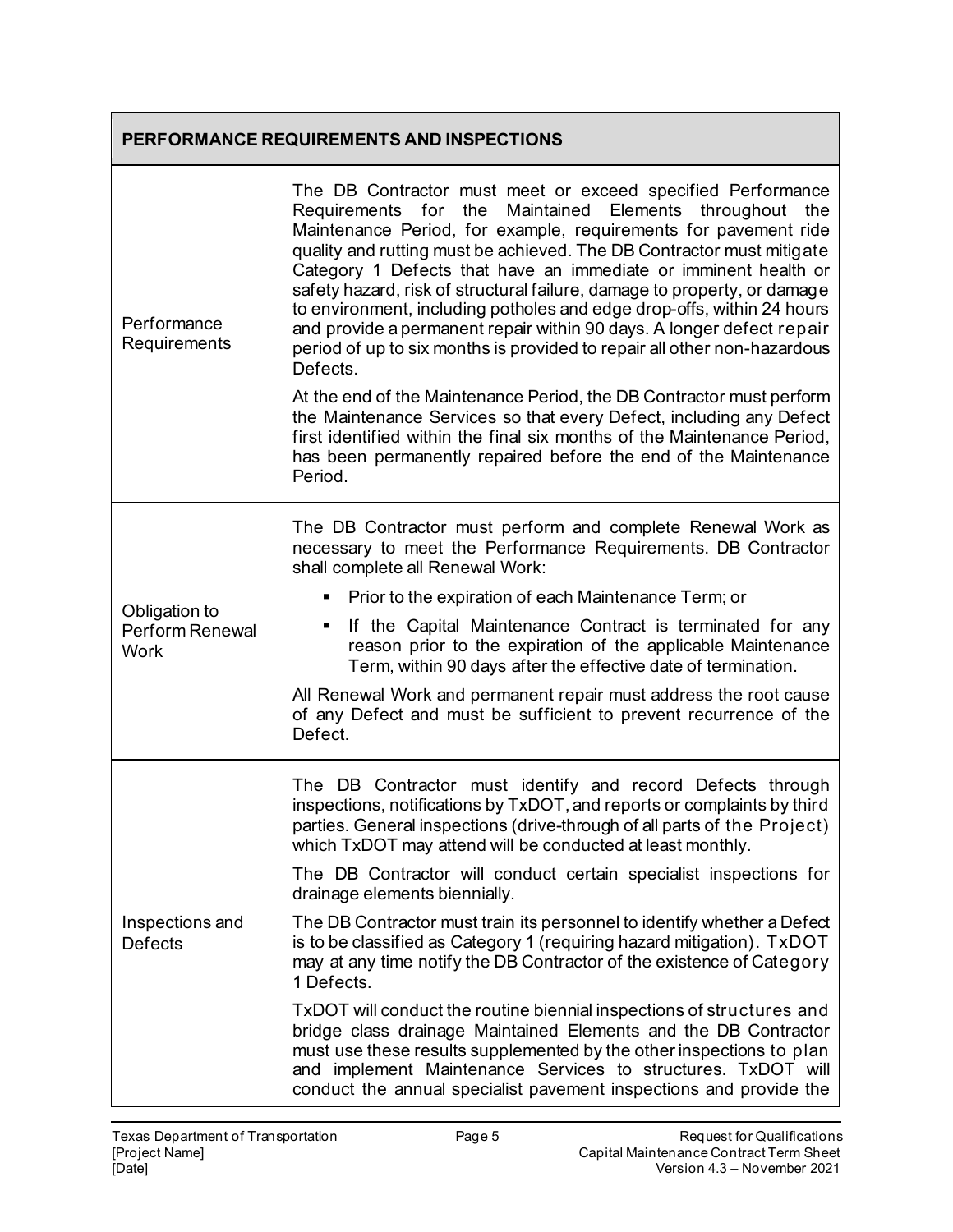| PERFORMANCE REQUIREMENTS AND INSPECTIONS | |
|---|---|
| Performance Requirements | The DB Contractor must meet or exceed specified Performance Requirements for the Maintained Elements throughout the Maintenance Period, for example, requirements for pavement ride quality and rutting must be achieved. The DB Contractor must mitigate Category 1 Defects that have an immediate or imminent health or safety hazard, risk of structural failure, damage to property, or damage to environment, including potholes and edge drop-offs, within 24 hours and provide a permanent repair within 90 days. A longer defect repair period of up to six months is provided to repair all other non-hazardous Defects.<br><br>At the end of the Maintenance Period, the DB Contractor must perform the Maintenance Services so that every Defect, including any Defect first identified within the final six months of the Maintenance Period, has been permanently repaired before the end of the Maintenance Period. |
| Obligation to Perform Renewal Work | The DB Contractor must perform and complete Renewal Work as necessary to meet the Performance Requirements. DB Contractor shall complete all Renewal Work:<br><br>▪ Prior to the expiration of each Maintenance Term; or<br>▪ If the Capital Maintenance Contract is terminated for any reason prior to the expiration of the applicable Maintenance Term, within 90 days after the effective date of termination.<br><br>All Renewal Work and permanent repair must address the root cause of any Defect and must be sufficient to prevent recurrence of the Defect. |
| Inspections and Defects | The DB Contractor must identify and record Defects through inspections, notifications by TxDOT, and reports or complaints by third parties. General inspections (drive-through of all parts of the Project) which TxDOT may attend will be conducted at least monthly.<br><br>The DB Contractor will conduct certain specialist inspections for drainage elements biennially.<br><br>The DB Contractor must train its personnel to identify whether a Defect is to be classified as Category 1 (requiring hazard mitigation). TxDOT may at any time notify the DB Contractor of the existence of Category 1 Defects.<br><br>TxDOT will conduct the routine biennial inspections of structures and bridge class drainage Maintained Elements and the DB Contractor must use these results supplemented by the other inspections to plan and implement Maintenance Services to structures. TxDOT will conduct the annual specialist pavement inspections and provide the |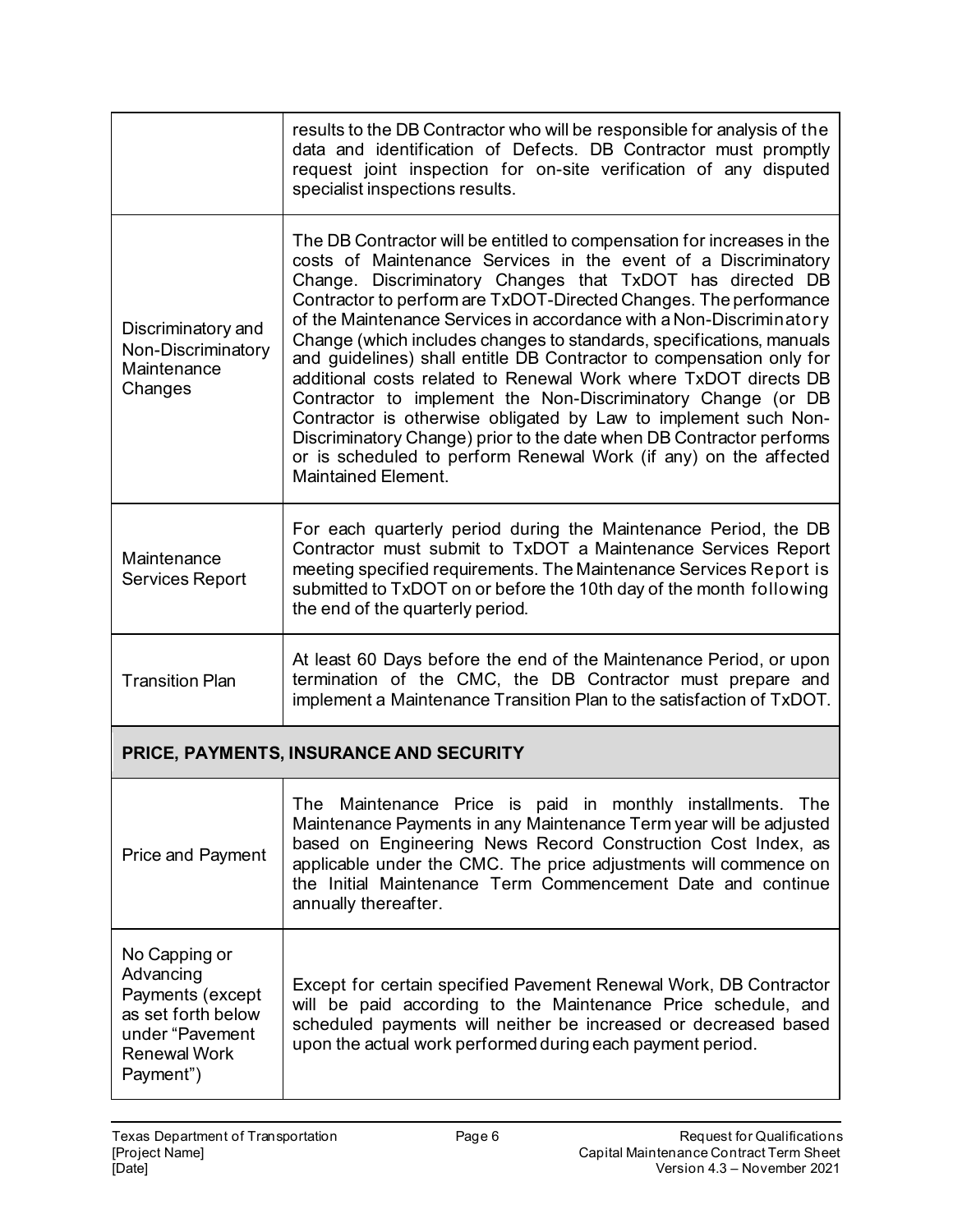| | |
|---|---|
| | results to the DB Contractor who will be responsible for analysis of the data and identification of Defects. DB Contractor must promptly request joint inspection for on-site verification of any disputed specialist inspections results. |
| Discriminatory and Non-Discriminatory Maintenance Changes | The DB Contractor will be entitled to compensation for increases in the costs of Maintenance Services in the event of a Discriminatory Change. Discriminatory Changes that TxDOT has directed DB Contractor to perform are TxDOT-Directed Changes. The performance of the Maintenance Services in accordance with a Non-Discriminatory Change (which includes changes to standards, specifications, manuals and guidelines) shall entitle DB Contractor to compensation only for additional costs related to Renewal Work where TxDOT directs DB Contractor to implement the Non-Discriminatory Change (or DB Contractor is otherwise obligated by Law to implement such Non-Discriminatory Change) prior to the date when DB Contractor performs or is scheduled to perform Renewal Work (if any) on the affected Maintained Element. |
| Maintenance Services Report | For each quarterly period during the Maintenance Period, the DB Contractor must submit to TxDOT a Maintenance Services Report meeting specified requirements. The Maintenance Services Report is submitted to TxDOT on or before the 10th day of the month following the end of the quarterly period. |
| Transition Plan | At least 60 Days before the end of the Maintenance Period, or upon termination of the CMC, the DB Contractor must prepare and implement a Maintenance Transition Plan to the satisfaction of TxDOT. |
| **PRICE, PAYMENTS, INSURANCE AND SECURITY** | |
| Price and Payment | The Maintenance Price is paid in monthly installments. The Maintenance Payments in any Maintenance Term year will be adjusted based on Engineering News Record Construction Cost Index, as applicable under the CMC. The price adjustments will commence on the Initial Maintenance Term Commencement Date and continue annually thereafter. |
| No Capping or Advancing Payments (except as set forth below under "Pavement Renewal Work Payment") | Except for certain specified Pavement Renewal Work, DB Contractor will be paid according to the Maintenance Price schedule, and scheduled payments will neither be increased or decreased based upon the actual work performed during each payment period. |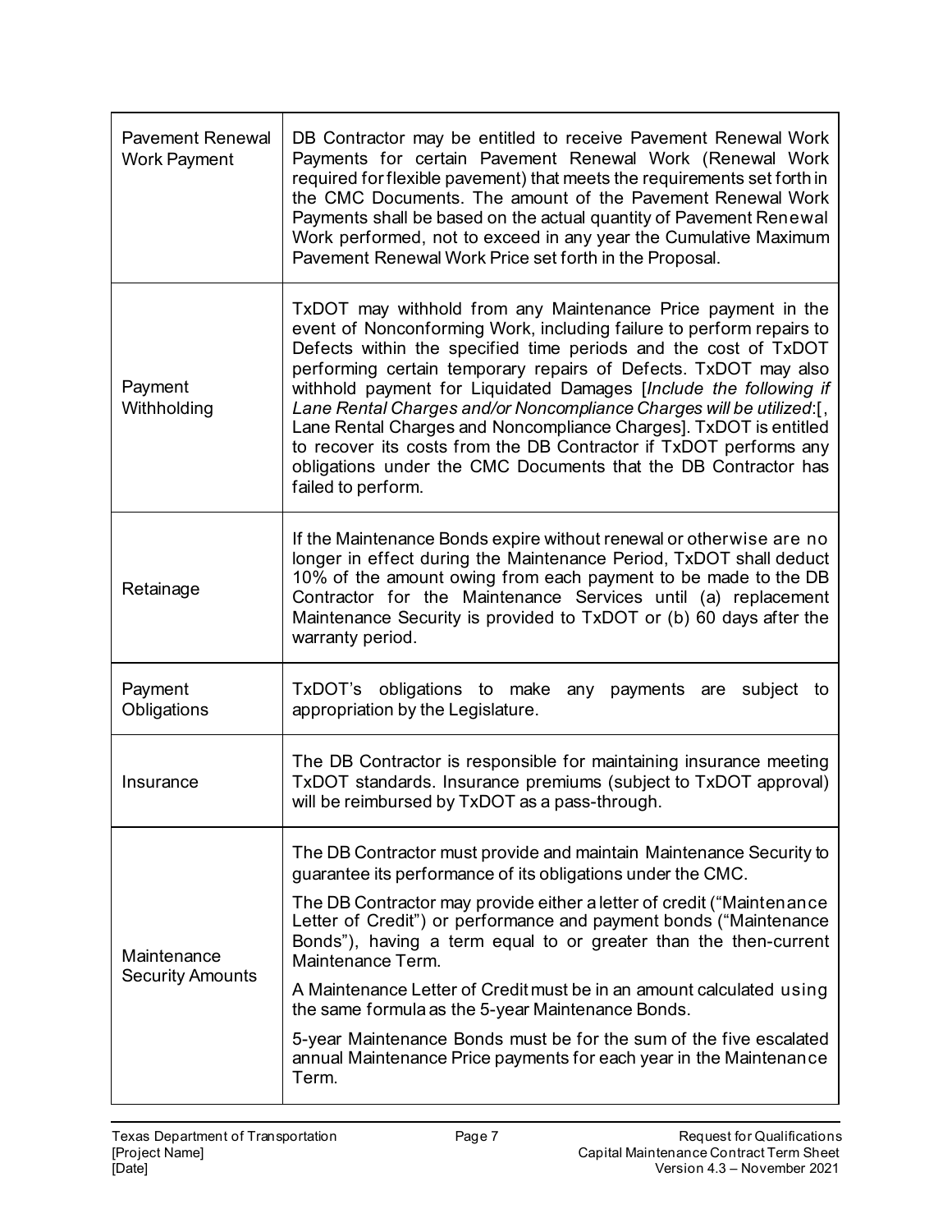| | |
|---|---|
| Pavement Renewal Work Payment | DB Contractor may be entitled to receive Pavement Renewal Work Payments for certain Pavement Renewal Work (Renewal Work required for flexible pavement) that meets the requirements set forth in the CMC Documents. The amount of the Pavement Renewal Work Payments shall be based on the actual quantity of Pavement Renewal Work performed, not to exceed in any year the Cumulative Maximum Pavement Renewal Work Price set forth in the Proposal. |
| Payment Withholding | TxDOT may withhold from any Maintenance Price payment in the event of Nonconforming Work, including failure to perform repairs to Defects within the specified time periods and the cost of TxDOT performing certain temporary repairs of Defects. TxDOT may also withhold payment for Liquidated Damages [*Include the following if Lane Rental Charges and/or Noncompliance Charges will be utilized*:[, Lane Rental Charges and Noncompliance Charges]. TxDOT is entitled to recover its costs from the DB Contractor if TxDOT performs any obligations under the CMC Documents that the DB Contractor has failed to perform. |
| Retainage | If the Maintenance Bonds expire without renewal or otherwise are no longer in effect during the Maintenance Period, TxDOT shall deduct 10% of the amount owing from each payment to be made to the DB Contractor for the Maintenance Services until (a) replacement Maintenance Security is provided to TxDOT or (b) 60 days after the warranty period. |
| Payment Obligations | TxDOT's obligations to make any payments are subject to appropriation by the Legislature. |
| Insurance | The DB Contractor is responsible for maintaining insurance meeting TxDOT standards. Insurance premiums (subject to TxDOT approval) will be reimbursed by TxDOT as a pass-through. |
| Maintenance Security Amounts | The DB Contractor must provide and maintain Maintenance Security to guarantee its performance of its obligations under the CMC.<br><br>The DB Contractor may provide either a letter of credit ("Maintenance Letter of Credit") or performance and payment bonds ("Maintenance Bonds"), having a term equal to or greater than the then-current Maintenance Term.<br><br>A Maintenance Letter of Credit must be in an amount calculated using the same formula as the 5-year Maintenance Bonds.<br><br>5-year Maintenance Bonds must be for the sum of the five escalated annual Maintenance Price payments for each year in the Maintenance Term. |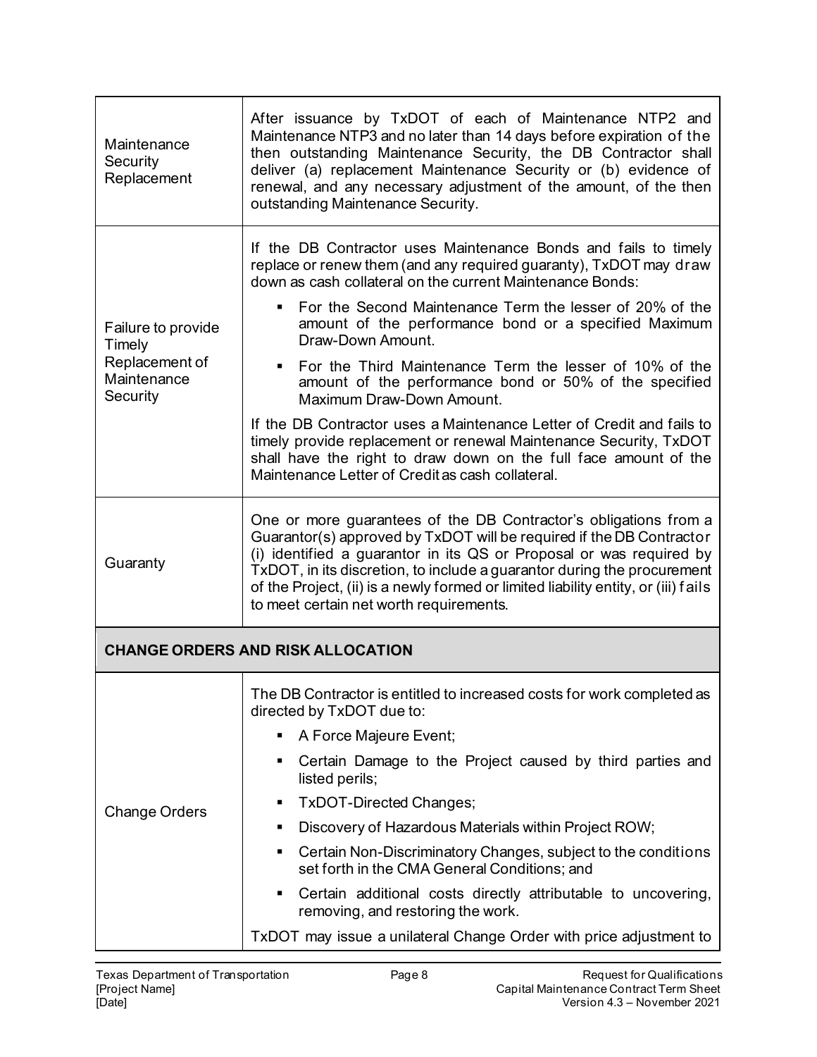| | |
|---|---|
| Maintenance Security Replacement | After issuance by TxDOT of each of Maintenance NTP2 and Maintenance NTP3 and no later than 14 days before expiration of the then outstanding Maintenance Security, the DB Contractor shall deliver (a) replacement Maintenance Security or (b) evidence of renewal, and any necessary adjustment of the amount, of the then outstanding Maintenance Security. |
| Failure to provide Timely Replacement of Maintenance Security | If the DB Contractor uses Maintenance Bonds and fails to timely replace or renew them (and any required guaranty), TxDOT may draw down as cash collateral on the current Maintenance Bonds:<br>▪ For the Second Maintenance Term the lesser of 20% of the amount of the performance bond or a specified Maximum Draw-Down Amount.<br>▪ For the Third Maintenance Term the lesser of 10% of the amount of the performance bond or 50% of the specified Maximum Draw-Down Amount.<br>If the DB Contractor uses a Maintenance Letter of Credit and fails to timely provide replacement or renewal Maintenance Security, TxDOT shall have the right to draw down on the full face amount of the Maintenance Letter of Credit as cash collateral. |
| Guaranty | One or more guarantees of the DB Contractor's obligations from a Guarantor(s) approved by TxDOT will be required if the DB Contractor (i) identified a guarantor in its QS or Proposal or was required by TxDOT, in its discretion, to include a guarantor during the procurement of the Project, (ii) is a newly formed or limited liability entity, or (iii) fails to meet certain net worth requirements. |
| **CHANGE ORDERS AND RISK ALLOCATION** | |
| Change Orders | The DB Contractor is entitled to increased costs for work completed as directed by TxDOT due to:<br>▪ A Force Majeure Event;<br>▪ Certain Damage to the Project caused by third parties and listed perils;<br>▪ TxDOT-Directed Changes;<br>▪ Discovery of Hazardous Materials within Project ROW;<br>▪ Certain Non-Discriminatory Changes, subject to the conditions set forth in the CMA General Conditions; and<br>▪ Certain additional costs directly attributable to uncovering, removing, and restoring the work.<br>TxDOT may issue a unilateral Change Order with price adjustment to |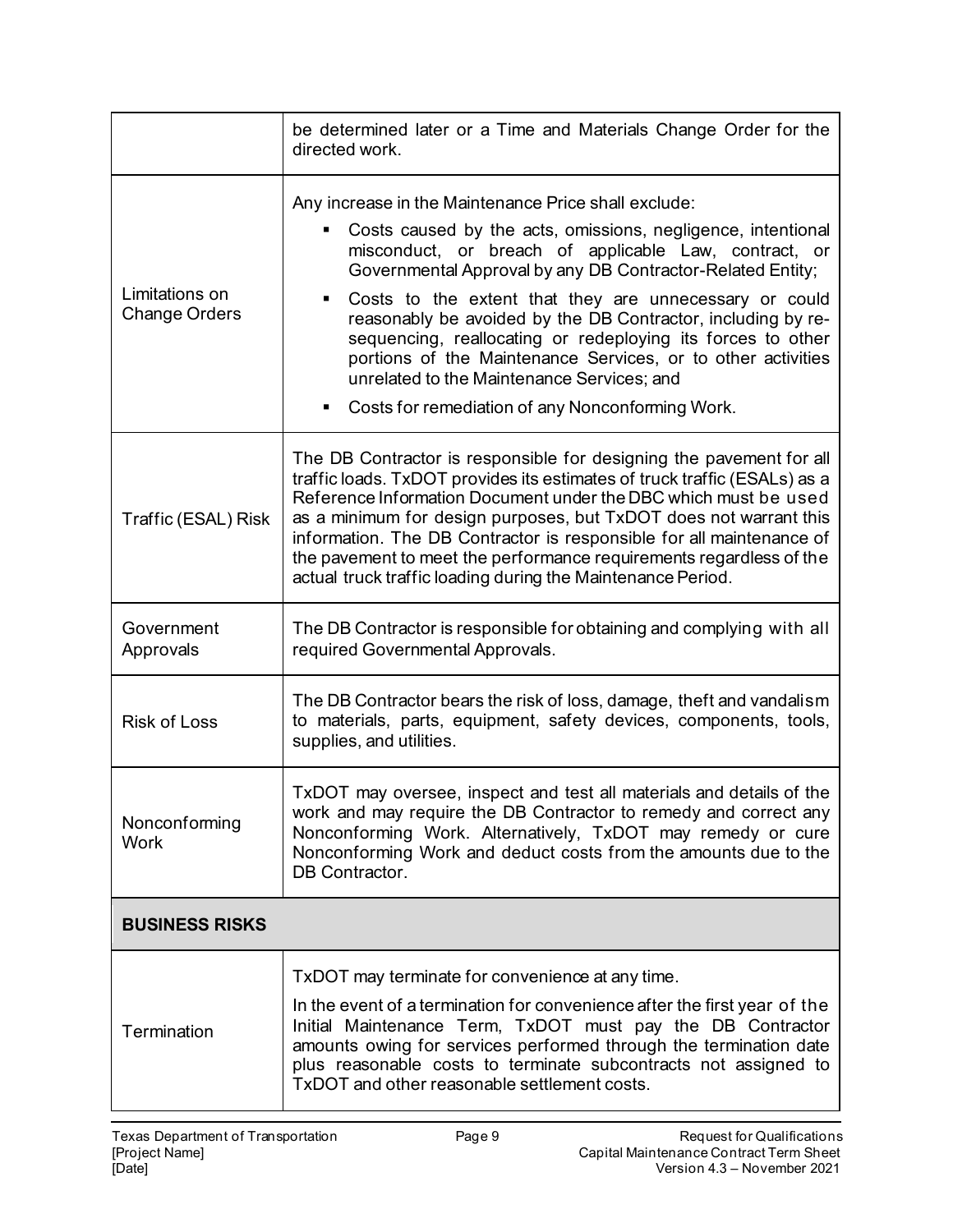| | |
|---|---|
| | be determined later or a Time and Materials Change Order for the directed work. |
| Limitations on Change Orders | Any increase in the Maintenance Price shall exclude:<br>▪ Costs caused by the acts, omissions, negligence, intentional misconduct, or breach of applicable Law, contract, or Governmental Approval by any DB Contractor-Related Entity;<br>▪ Costs to the extent that they are unnecessary or could reasonably be avoided by the DB Contractor, including by re-sequencing, reallocating or redeploying its forces to other portions of the Maintenance Services, or to other activities unrelated to the Maintenance Services; and<br>▪ Costs for remediation of any Nonconforming Work. |
| Traffic (ESAL) Risk | The DB Contractor is responsible for designing the pavement for all traffic loads. TxDOT provides its estimates of truck traffic (ESALs) as a Reference Information Document under the DBC which must be used as a minimum for design purposes, but TxDOT does not warrant this information. The DB Contractor is responsible for all maintenance of the pavement to meet the performance requirements regardless of the actual truck traffic loading during the Maintenance Period. |
| Government Approvals | The DB Contractor is responsible for obtaining and complying with all required Governmental Approvals. |
| Risk of Loss | The DB Contractor bears the risk of loss, damage, theft and vandalism to materials, parts, equipment, safety devices, components, tools, supplies, and utilities. |
| Nonconforming Work | TxDOT may oversee, inspect and test all materials and details of the work and may require the DB Contractor to remedy and correct any Nonconforming Work. Alternatively, TxDOT may remedy or cure Nonconforming Work and deduct costs from the amounts due to the DB Contractor. |
| **BUSINESS RISKS** | |
| Termination | TxDOT may terminate for convenience at any time.<br>In the event of a termination for convenience after the first year of the Initial Maintenance Term, TxDOT must pay the DB Contractor amounts owing for services performed through the termination date plus reasonable costs to terminate subcontracts not assigned to TxDOT and other reasonable settlement costs. |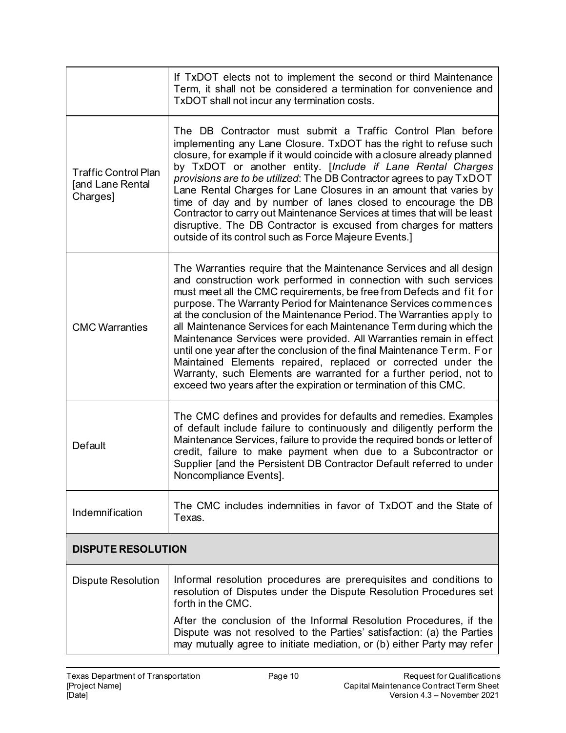| | |
|---|---|
| | If TxDOT elects not to implement the second or third Maintenance Term, it shall not be considered a termination for convenience and TxDOT shall not incur any termination costs. |
| Traffic Control Plan [and Lane Rental Charges] | The DB Contractor must submit a Traffic Control Plan before implementing any Lane Closure. TxDOT has the right to refuse such closure, for example if it would coincide with a closure already planned by TxDOT or another entity. [*Include if Lane Rental Charges provisions are to be utilized*: The DB Contractor agrees to pay TxDOT Lane Rental Charges for Lane Closures in an amount that varies by time of day and by number of lanes closed to encourage the DB Contractor to carry out Maintenance Services at times that will be least disruptive. The DB Contractor is excused from charges for matters outside of its control such as Force Majeure Events.] |
| CMC Warranties | The Warranties require that the Maintenance Services and all design and construction work performed in connection with such services must meet all the CMC requirements, be free from Defects and fit for purpose. The Warranty Period for Maintenance Services commences at the conclusion of the Maintenance Period. The Warranties apply to all Maintenance Services for each Maintenance Term during which the Maintenance Services were provided. All Warranties remain in effect until one year after the conclusion of the final Maintenance Term. For Maintained Elements repaired, replaced or corrected under the Warranty, such Elements are warranted for a further period, not to exceed two years after the expiration or termination of this CMC. |
| Default | The CMC defines and provides for defaults and remedies. Examples of default include failure to continuously and diligently perform the Maintenance Services, failure to provide the required bonds or letter of credit, failure to make payment when due to a Subcontractor or Supplier [and the Persistent DB Contractor Default referred to under Noncompliance Events]. |
| Indemnification | The CMC includes indemnities in favor of TxDOT and the State of Texas. |
| **DISPUTE RESOLUTION** | |
| Dispute Resolution | Informal resolution procedures are prerequisites and conditions to resolution of Disputes under the Dispute Resolution Procedures set forth in the CMC.<br><br>After the conclusion of the Informal Resolution Procedures, if the Dispute was not resolved to the Parties' satisfaction: (a) the Parties may mutually agree to initiate mediation, or (b) either Party may refer |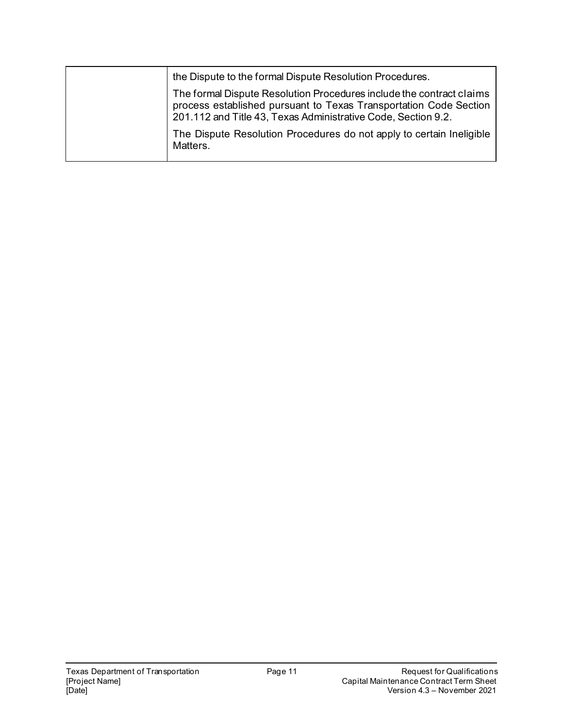| | |
|---|---|
| | the Dispute to the formal Dispute Resolution Procedures.<br><br>The formal Dispute Resolution Procedures include the contract claims process established pursuant to Texas Transportation Code Section 201.112 and Title 43, Texas Administrative Code, Section 9.2.<br><br>The Dispute Resolution Procedures do not apply to certain Ineligible Matters. |